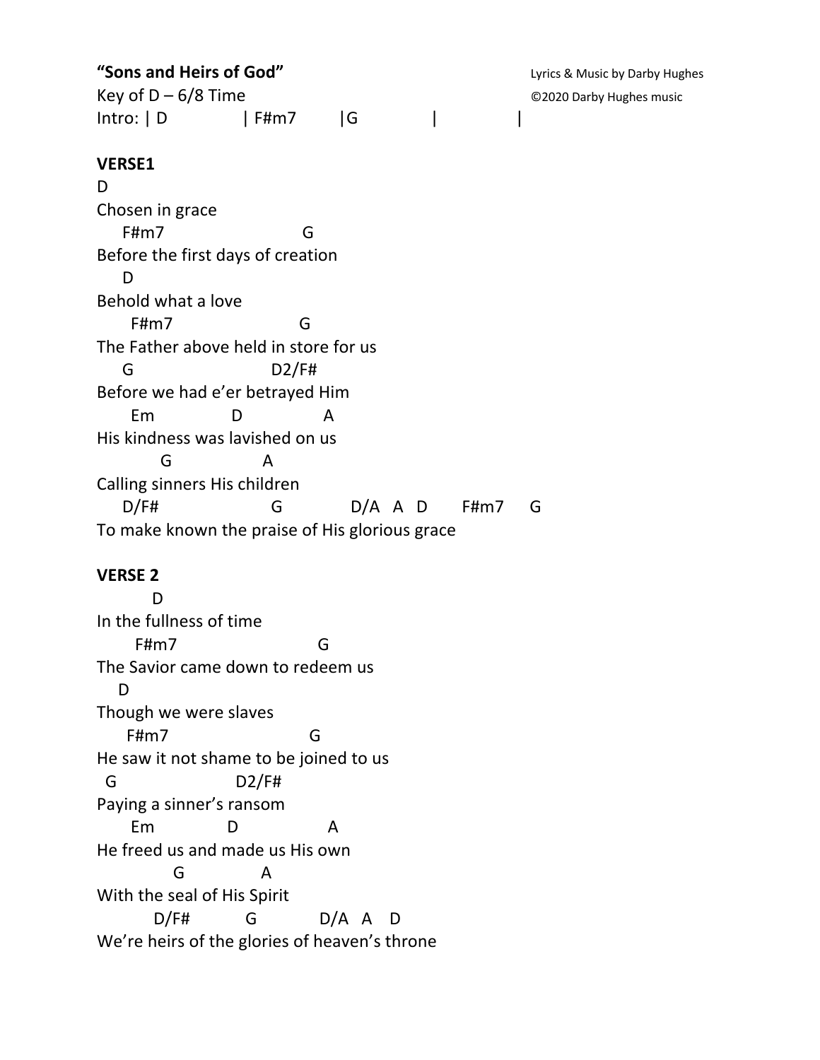**"Sons and Heirs of God"**

Lyrics & Music by Darby Hughes

Key of D – 6/8 Time

©2020 Darby Hughes music

Intro: | D | F#m7 |G | |

**VERSE1**

```
D
Chosen in grace
    F#m7                   G
Before the first days of creation
    D
Behold what a love
      F#m7                 G
The Father above held in store for us
    G                    D2/F#
Before we had e'er betrayed Him
      Em          D          A
His kindness was lavished on us
          G             A
Calling sinners His children
    D/F#               G         D/A   A   D     F#m7    G
To make known the praise of His glorious grace
```

**VERSE 2**

```
         D
In the fullness of time
       F#m7                   G
The Savior came down to redeem us
   D
Though we were slaves
     F#m7                   G
He saw it not shame to be joined to us
  G                  D2/F#
Paying a sinner's ransom
      Em          D            A
He freed us and made us His own
            G          A
With the seal of His Spirit
          D/F#       G          D/A   A   D
We're heirs of the glories of heaven's throne
```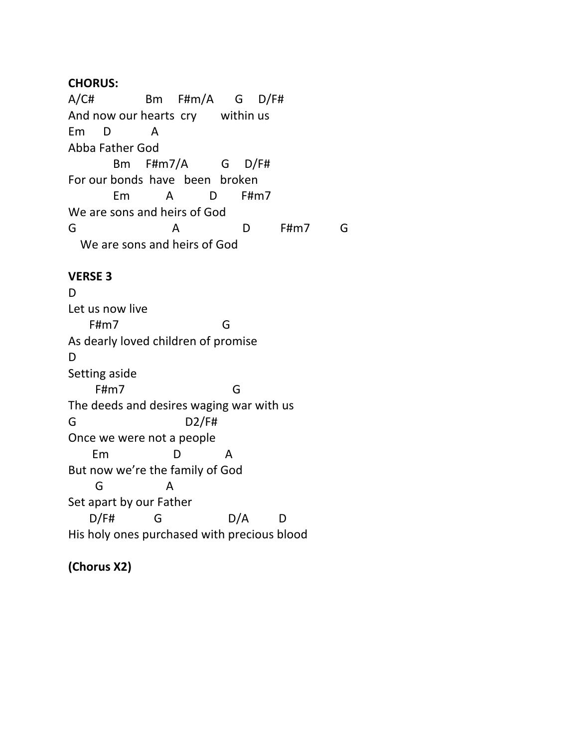**CHORUS:**

```
A/C#            Bm     F#m/A      G     D/F#
And now our hearts  cry       within us
Em      D           A
Abba Father God
            Bm     F#m7/A         G     D/F#
For our bonds  have   been   broken
            Em          A          D        F#m7
We are sons and heirs of God
G                        A                 D         F#m7         G
   We are sons and heirs of God
```

**VERSE 3**

```
D
Let us now live
     F#m7                         G
As dearly loved children of promise
D
Setting aside
       F#m7                          G
The deeds and desires waging war with us
G                           D2/F#
Once we were not a people
      Em                  D            A
But now we're the family of God
       G                 A
Set apart by our Father
     D/F#          G                   D/A        D
His holy ones purchased with precious blood
```

**(Chorus X2)**